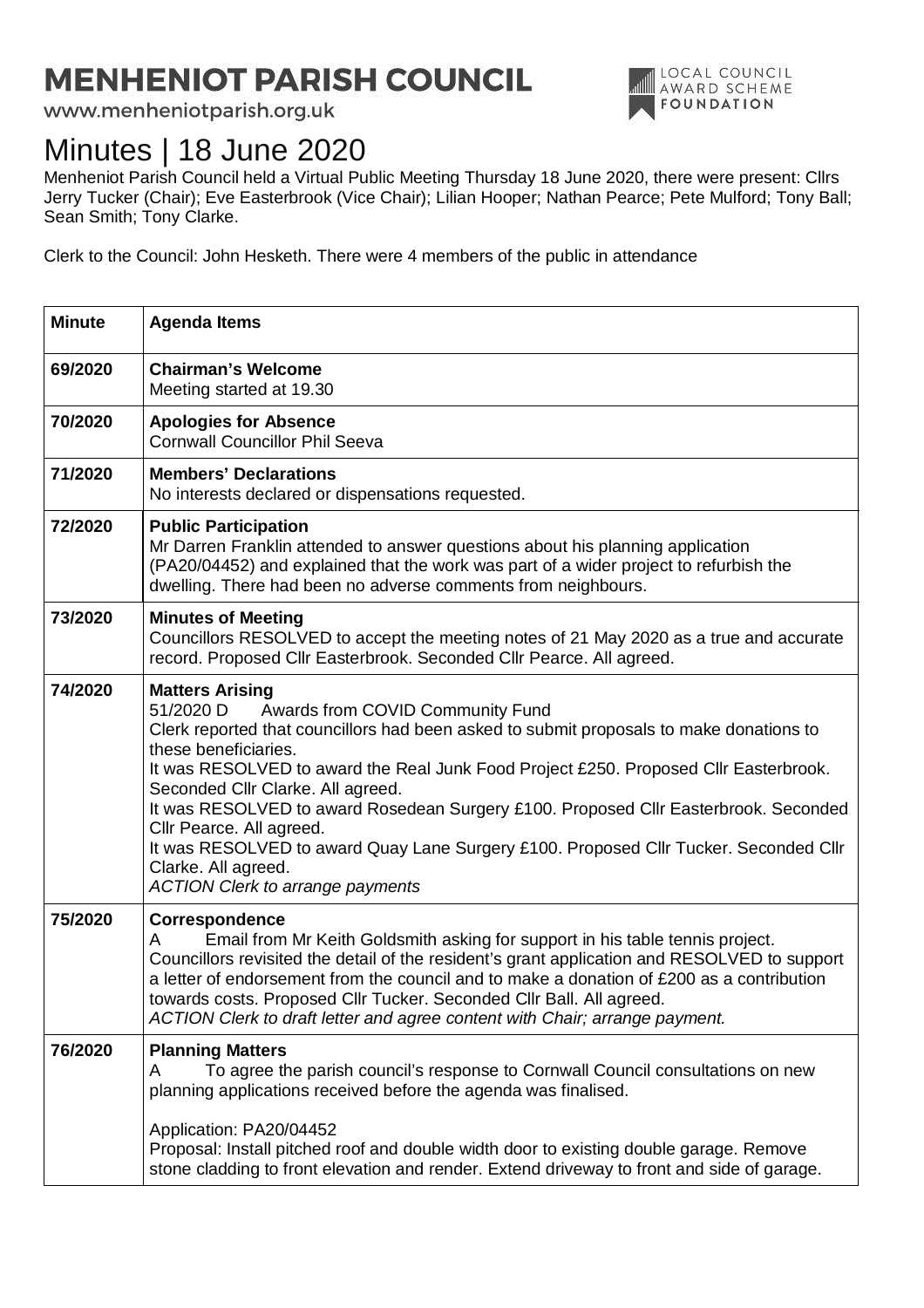# MENHENIOT PARISH COUNCIL

www.menheniotparish.org.uk

LOCAL COUNCIL AWARD SCHEME FOUNDATION

# Minutes | 18 June 2020

Menheniot Parish Council held a Virtual Public Meeting Thursday 18 June 2020, there were present: Cllrs Jerry Tucker (Chair); Eve Easterbrook (Vice Chair); Lilian Hooper; Nathan Pearce; Pete Mulford; Tony Ball; Sean Smith; Tony Clarke.

Clerk to the Council: John Hesketh. There were 4 members of the public in attendance

| Minute | Agenda Items |
|---|---|
| 69/2020 | **Chairman's Welcome**<br>Meeting started at 19.30 |
| 70/2020 | **Apologies for Absence**<br>Cornwall Councillor Phil Seeva |
| 71/2020 | **Members' Declarations**<br>No interests declared or dispensations requested. |
| 72/2020 | **Public Participation**<br>Mr Darren Franklin attended to answer questions about his planning application (PA20/04452) and explained that the work was part of a wider project to refurbish the dwelling. There had been no adverse comments from neighbours. |
| 73/2020 | **Minutes of Meeting**<br>Councillors RESOLVED to accept the meeting notes of 21 May 2020 as a true and accurate record. Proposed Cllr Easterbrook. Seconded Cllr Pearce. All agreed. |
| 74/2020 | **Matters Arising**<br>51/2020 D Awards from COVID Community Fund<br>Clerk reported that councillors had been asked to submit proposals to make donations to these beneficiaries.<br>It was RESOLVED to award the Real Junk Food Project £250. Proposed Cllr Easterbrook. Seconded Cllr Clarke. All agreed.<br>It was RESOLVED to award Rosedean Surgery £100. Proposed Cllr Easterbrook. Seconded Cllr Pearce. All agreed.<br>It was RESOLVED to award Quay Lane Surgery £100. Proposed Cllr Tucker. Seconded Cllr Clarke. All agreed.<br>*ACTION Clerk to arrange payments* |
| 75/2020 | **Correspondence**<br>A Email from Mr Keith Goldsmith asking for support in his table tennis project.<br>Councillors revisited the detail of the resident's grant application and RESOLVED to support a letter of endorsement from the council and to make a donation of £200 as a contribution towards costs. Proposed Cllr Tucker. Seconded Cllr Ball. All agreed.<br>*ACTION Clerk to draft letter and agree content with Chair; arrange payment.* |
| 76/2020 | **Planning Matters**<br>A To agree the parish council's response to Cornwall Council consultations on new planning applications received before the agenda was finalised.<br><br>Application: PA20/04452<br>Proposal: Install pitched roof and double width door to existing double garage. Remove stone cladding to front elevation and render. Extend driveway to front and side of garage. |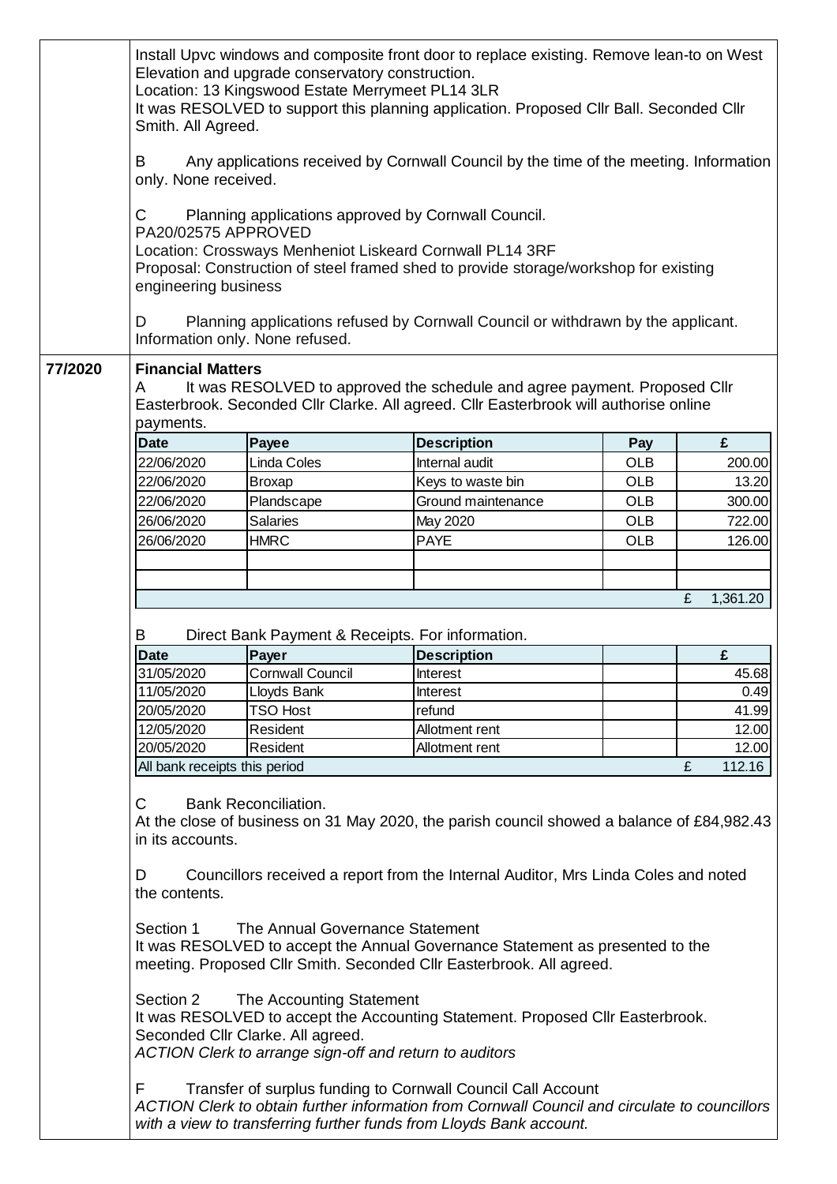| | |
|---|---|
| | Install Upvc windows and composite front door to replace existing. Remove lean-to on West Elevation and upgrade conservatory construction. Location: 13 Kingswood Estate Merrymeet PL14 3LR It was RESOLVED to support this planning application. Proposed Cllr Ball. Seconded Cllr Smith. All Agreed. |

B Any applications received by Cornwall Council by the time of the meeting. Information only. None received.

C Planning applications approved by Cornwall Council.
PA20/02575 APPROVED
Location: Crossways Menheniot Liskeard Cornwall PL14 3RF
Proposal: Construction of steel framed shed to provide storage/workshop for existing engineering business

D Planning applications refused by Cornwall Council or withdrawn by the applicant. Information only. None refused.

**77/2020** **Financial Matters**

A It was RESOLVED to approved the schedule and agree payment. Proposed Cllr Easterbrook. Seconded Cllr Clarke. All agreed. Cllr Easterbrook will authorise online payments.

| Date | Payee | Description | Pay | £ |
|---|---|---|---|---|
| 22/06/2020 | Linda Coles | Internal audit | OLB | 200.00 |
| 22/06/2020 | Broxap | Keys to waste bin | OLB | 13.20 |
| 22/06/2020 | Plandscape | Ground maintenance | OLB | 300.00 |
| 26/06/2020 | Salaries | May 2020 | OLB | 722.00 |
| 26/06/2020 | HMRC | PAYE | OLB | 126.00 |
| | | | | |
| | | | | |
| | | | | £ 1,361.20 |

B Direct Bank Payment & Receipts. For information.

| Date | Payer | Description | | £ |
|---|---|---|---|---|
| 31/05/2020 | Cornwall Council | Interest | | 45.68 |
| 11/05/2020 | Lloyds Bank | Interest | | 0.49 |
| 20/05/2020 | TSO Host | refund | | 41.99 |
| 12/05/2020 | Resident | Allotment rent | | 12.00 |
| 20/05/2020 | Resident | Allotment rent | | 12.00 |
| All bank receipts this period | | | | £ 112.16 |

C Bank Reconciliation.
At the close of business on 31 May 2020, the parish council showed a balance of £84,982.43 in its accounts.

D Councillors received a report from the Internal Auditor, Mrs Linda Coles and noted the contents.

Section 1 The Annual Governance Statement
It was RESOLVED to accept the Annual Governance Statement as presented to the meeting. Proposed Cllr Smith. Seconded Cllr Easterbrook. All agreed.

Section 2 The Accounting Statement
It was RESOLVED to accept the Accounting Statement. Proposed Cllr Easterbrook. Seconded Cllr Clarke. All agreed.
*ACTION Clerk to arrange sign-off and return to auditors*

F Transfer of surplus funding to Cornwall Council Call Account
*ACTION Clerk to obtain further information from Cornwall Council and circulate to councillors with a view to transferring further funds from Lloyds Bank account.*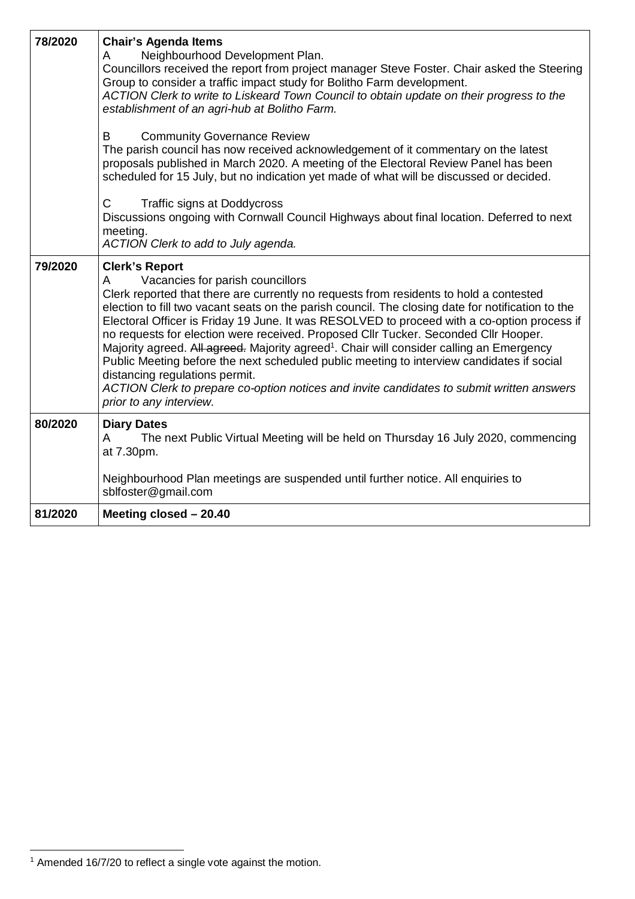| | |
|---|---|
| 78/2020 | **Chair's Agenda Items**<br>A Neighbourhood Development Plan.<br>Councillors received the report from project manager Steve Foster. Chair asked the Steering Group to consider a traffic impact study for Bolitho Farm development.<br>*ACTION Clerk to write to Liskeard Town Council to obtain update on their progress to the establishment of an agri-hub at Bolitho Farm.*<br><br>B Community Governance Review<br>The parish council has now received acknowledgement of it commentary on the latest proposals published in March 2020. A meeting of the Electoral Review Panel has been scheduled for 15 July, but no indication yet made of what will be discussed or decided.<br><br>C Traffic signs at Doddycross<br>Discussions ongoing with Cornwall Council Highways about final location. Deferred to next meeting.<br>*ACTION Clerk to add to July agenda.* |
| 79/2020 | **Clerk's Report**<br>A Vacancies for parish councillors<br>Clerk reported that there are currently no requests from residents to hold a contested election to fill two vacant seats on the parish council. The closing date for notification to the Electoral Officer is Friday 19 June. It was RESOLVED to proceed with a co-option process if no requests for election were received. Proposed Cllr Tucker. Seconded Cllr Hooper. Majority agreed. ~~All agreed.~~ Majority agreed[1]. Chair will consider calling an Emergency Public Meeting before the next scheduled public meeting to interview candidates if social distancing regulations permit.<br>*ACTION Clerk to prepare co-option notices and invite candidates to submit written answers prior to any interview.* |
| 80/2020 | **Diary Dates**<br>A The next Public Virtual Meeting will be held on Thursday 16 July 2020, commencing at 7.30pm.<br><br>Neighbourhood Plan meetings are suspended until further notice. All enquiries to sblfoster@gmail.com |
| 81/2020 | **Meeting closed – 20.40** |

[1] Amended 16/7/20 to reflect a single vote against the motion.